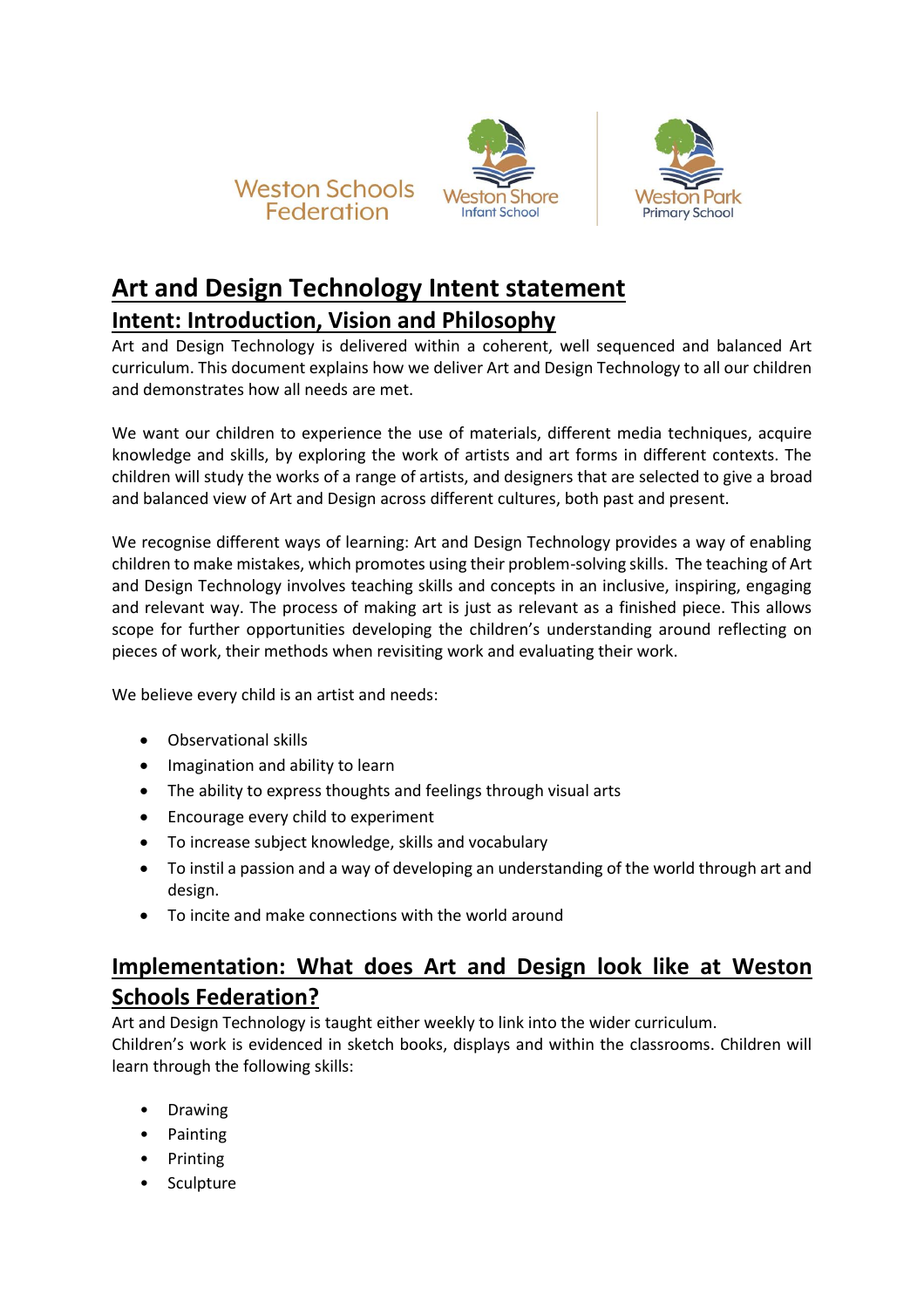Weston Schools Federation

Weston Shore Infant School

Weston Park Primary School

# Art and Design Technology Intent statement

## Intent: Introduction, Vision and Philosophy

Art and Design Technology is delivered within a coherent, well sequenced and balanced Art curriculum. This document explains how we deliver Art and Design Technology to all our children and demonstrates how all needs are met.

We want our children to experience the use of materials, different media techniques, acquire knowledge and skills, by exploring the work of artists and art forms in different contexts. The children will study the works of a range of artists, and designers that are selected to give a broad and balanced view of Art and Design across different cultures, both past and present.

We recognise different ways of learning: Art and Design Technology provides a way of enabling children to make mistakes, which promotes using their problem-solving skills. The teaching of Art and Design Technology involves teaching skills and concepts in an inclusive, inspiring, engaging and relevant way. The process of making art is just as relevant as a finished piece. This allows scope for further opportunities developing the children's understanding around reflecting on pieces of work, their methods when revisiting work and evaluating their work.

We believe every child is an artist and needs:

- Observational skills
- Imagination and ability to learn
- The ability to express thoughts and feelings through visual arts
- Encourage every child to experiment
- To increase subject knowledge, skills and vocabulary
- To instil a passion and a way of developing an understanding of the world through art and design.
- To incite and make connections with the world around

## Implementation: What does Art and Design look like at Weston Schools Federation?

Art and Design Technology is taught either weekly to link into the wider curriculum.
Children's work is evidenced in sketch books, displays and within the classrooms. Children will learn through the following skills:

- Drawing
- Painting
- Printing
- Sculpture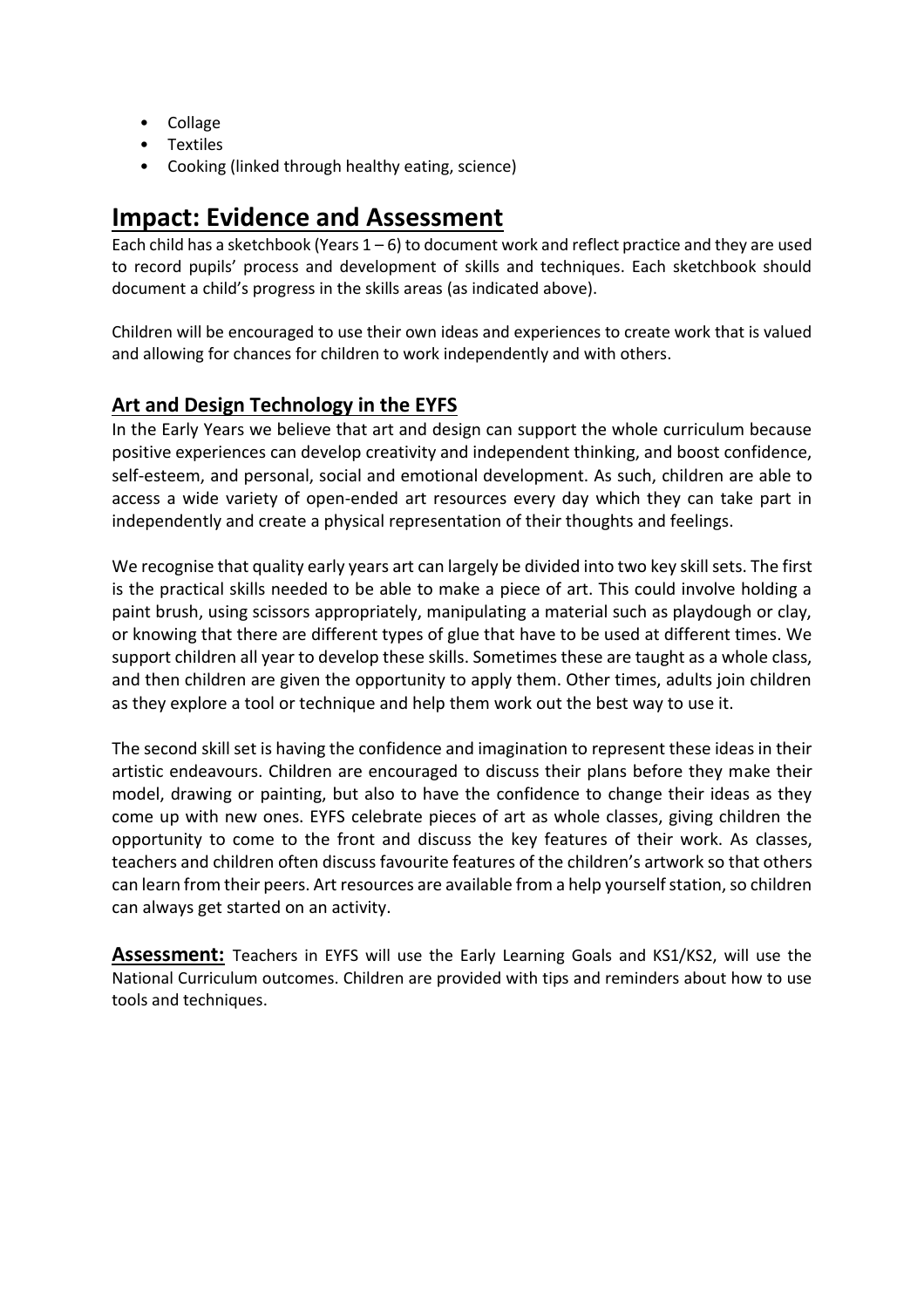- Collage
- Textiles
- Cooking (linked through healthy eating, science)

# Impact: Evidence and Assessment

Each child has a sketchbook (Years 1 – 6) to document work and reflect practice and they are used to record pupils' process and development of skills and techniques. Each sketchbook should document a child's progress in the skills areas (as indicated above).

Children will be encouraged to use their own ideas and experiences to create work that is valued and allowing for chances for children to work independently and with others.

## Art and Design Technology in the EYFS

In the Early Years we believe that art and design can support the whole curriculum because positive experiences can develop creativity and independent thinking, and boost confidence, self-esteem, and personal, social and emotional development. As such, children are able to access a wide variety of open-ended art resources every day which they can take part in independently and create a physical representation of their thoughts and feelings.

We recognise that quality early years art can largely be divided into two key skill sets. The first is the practical skills needed to be able to make a piece of art. This could involve holding a paint brush, using scissors appropriately, manipulating a material such as playdough or clay, or knowing that there are different types of glue that have to be used at different times. We support children all year to develop these skills. Sometimes these are taught as a whole class, and then children are given the opportunity to apply them. Other times, adults join children as they explore a tool or technique and help them work out the best way to use it.

The second skill set is having the confidence and imagination to represent these ideas in their artistic endeavours. Children are encouraged to discuss their plans before they make their model, drawing or painting, but also to have the confidence to change their ideas as they come up with new ones. EYFS celebrate pieces of art as whole classes, giving children the opportunity to come to the front and discuss the key features of their work. As classes, teachers and children often discuss favourite features of the children's artwork so that others can learn from their peers. Art resources are available from a help yourself station, so children can always get started on an activity.

**Assessment:** Teachers in EYFS will use the Early Learning Goals and KS1/KS2, will use the National Curriculum outcomes. Children are provided with tips and reminders about how to use tools and techniques.